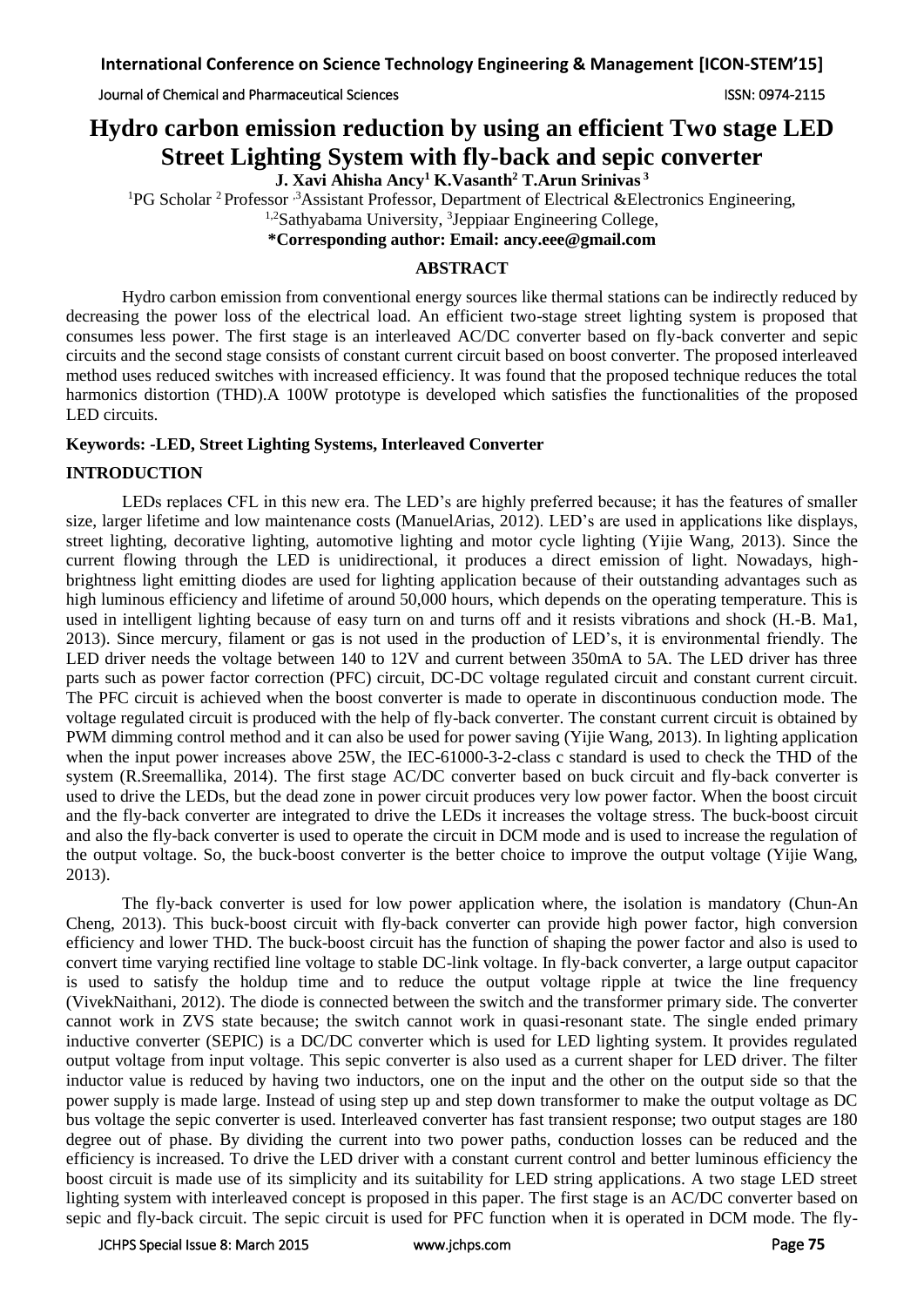# Hydro carbon emission reduction by using an efficient Two stage LED Street Lighting System with fly-back and sepic converter

**J. Xavi Ahisha Ancy[1] K.Vasanth[2] T.Arun Srinivas[3]**

[1]PG Scholar [2]Professor [3]Assistant Professor, Department of Electrical &Electronics Engineering,

[1,2]Sathyabama University, [3]Jeppiaar Engineering College,

**\*Corresponding author: Email: ancy.eee@gmail.com**

## ABSTRACT

Hydro carbon emission from conventional energy sources like thermal stations can be indirectly reduced by decreasing the power loss of the electrical load. An efficient two-stage street lighting system is proposed that consumes less power. The first stage is an interleaved AC/DC converter based on fly-back converter and sepic circuits and the second stage consists of constant current circuit based on boost converter. The proposed interleaved method uses reduced switches with increased efficiency. It was found that the proposed technique reduces the total harmonics distortion (THD).A 100W prototype is developed which satisfies the functionalities of the proposed LED circuits.

**Keywords: -LED, Street Lighting Systems, Interleaved Converter**

## INTRODUCTION

LEDs replaces CFL in this new era. The LED's are highly preferred because; it has the features of smaller size, larger lifetime and low maintenance costs (ManuelArias, 2012). LED's are used in applications like displays, street lighting, decorative lighting, automotive lighting and motor cycle lighting (Yijie Wang, 2013). Since the current flowing through the LED is unidirectional, it produces a direct emission of light. Nowadays, high-brightness light emitting diodes are used for lighting application because of their outstanding advantages such as high luminous efficiency and lifetime of around 50,000 hours, which depends on the operating temperature. This is used in intelligent lighting because of easy turn on and turns off and it resists vibrations and shock (H.-B. Ma1, 2013). Since mercury, filament or gas is not used in the production of LED's, it is environmental friendly. The LED driver needs the voltage between 140 to 12V and current between 350mA to 5A. The LED driver has three parts such as power factor correction (PFC) circuit, DC-DC voltage regulated circuit and constant current circuit. The PFC circuit is achieved when the boost converter is made to operate in discontinuous conduction mode. The voltage regulated circuit is produced with the help of fly-back converter. The constant current circuit is obtained by PWM dimming control method and it can also be used for power saving (Yijie Wang, 2013). In lighting application when the input power increases above 25W, the IEC-61000-3-2-class c standard is used to check the THD of the system (R.Sreemallika, 2014). The first stage AC/DC converter based on buck circuit and fly-back converter is used to drive the LEDs, but the dead zone in power circuit produces very low power factor. When the boost circuit and the fly-back converter are integrated to drive the LEDs it increases the voltage stress. The buck-boost circuit and also the fly-back converter is used to operate the circuit in DCM mode and is used to increase the regulation of the output voltage. So, the buck-boost converter is the better choice to improve the output voltage (Yijie Wang, 2013).

The fly-back converter is used for low power application where, the isolation is mandatory (Chun-An Cheng, 2013). This buck-boost circuit with fly-back converter can provide high power factor, high conversion efficiency and lower THD. The buck-boost circuit has the function of shaping the power factor and also is used to convert time varying rectified line voltage to stable DC-link voltage. In fly-back converter, a large output capacitor is used to satisfy the holdup time and to reduce the output voltage ripple at twice the line frequency (VivekNaithani, 2012). The diode is connected between the switch and the transformer primary side. The converter cannot work in ZVS state because; the switch cannot work in quasi-resonant state. The single ended primary inductive converter (SEPIC) is a DC/DC converter which is used for LED lighting system. It provides regulated output voltage from input voltage. This sepic converter is also used as a current shaper for LED driver. The filter inductor value is reduced by having two inductors, one on the input and the other on the output side so that the power supply is made large. Instead of using step up and step down transformer to make the output voltage as DC bus voltage the sepic converter is used. Interleaved converter has fast transient response; two output stages are 180 degree out of phase. By dividing the current into two power paths, conduction losses can be reduced and the efficiency is increased. To drive the LED driver with a constant current control and better luminous efficiency the boost circuit is made use of its simplicity and its suitability for LED string applications. A two stage LED street lighting system with interleaved concept is proposed in this paper. The first stage is an AC/DC converter based on sepic and fly-back circuit. The sepic circuit is used for PFC function when it is operated in DCM mode. The fly-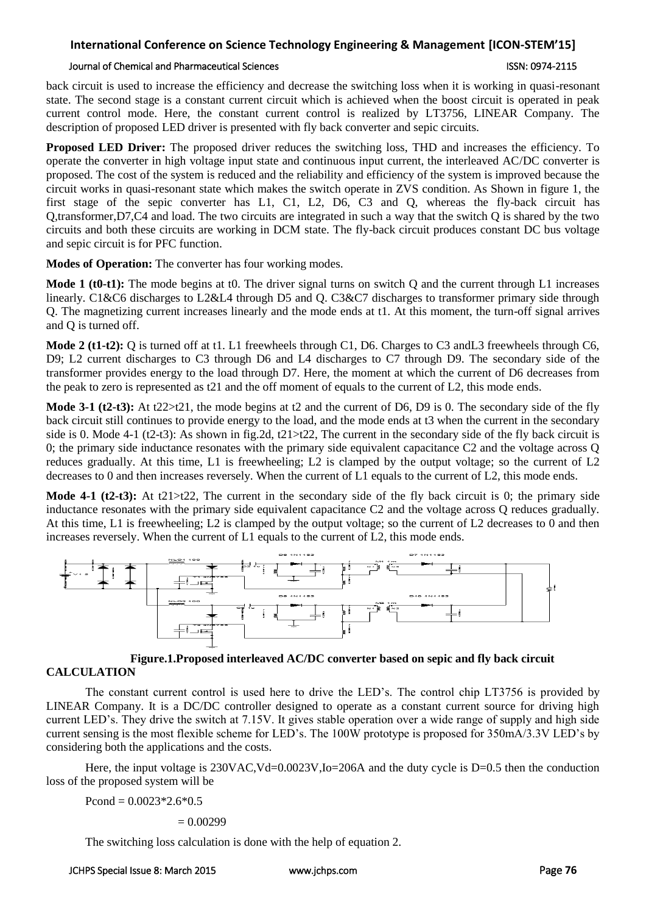back circuit is used to increase the efficiency and decrease the switching loss when it is working in quasi-resonant state. The second stage is a constant current circuit which is achieved when the boost circuit is operated in peak current control mode. Here, the constant current control is realized by LT3756, LINEAR Company. The description of proposed LED driver is presented with fly back converter and sepic circuits.

**Proposed LED Driver:** The proposed driver reduces the switching loss, THD and increases the efficiency. To operate the converter in high voltage input state and continuous input current, the interleaved AC/DC converter is proposed. The cost of the system is reduced and the reliability and efficiency of the system is improved because the circuit works in quasi-resonant state which makes the switch operate in ZVS condition. As Shown in figure 1, the first stage of the sepic converter has L1, C1, L2, D6, C3 and Q, whereas the fly-back circuit has Q,transformer,D7,C4 and load. The two circuits are integrated in such a way that the switch Q is shared by the two circuits and both these circuits are working in DCM state. The fly-back circuit produces constant DC bus voltage and sepic circuit is for PFC function.

**Modes of Operation:** The converter has four working modes.

**Mode 1 (t0-t1):** The mode begins at t0. The driver signal turns on switch Q and the current through L1 increases linearly. C1&C6 discharges to L2&L4 through D5 and Q. C3&C7 discharges to transformer primary side through Q. The magnetizing current increases linearly and the mode ends at t1. At this moment, the turn-off signal arrives and Q is turned off.

**Mode 2 (t1-t2):** Q is turned off at t1. L1 freewheels through C1, D6. Charges to C3 andL3 freewheels through C6, D9; L2 current discharges to C3 through D6 and L4 discharges to C7 through D9. The secondary side of the transformer provides energy to the load through D7. Here, the moment at which the current of D6 decreases from the peak to zero is represented as t21 and the off moment of equals to the current of L2, this mode ends.

**Mode 3-1 (t2-t3):** At t22>t21, the mode begins at t2 and the current of D6, D9 is 0. The secondary side of the fly back circuit still continues to provide energy to the load, and the mode ends at t3 when the current in the secondary side is 0. Mode 4-1 (t2-t3): As shown in fig.2d, t21>t22, The current in the secondary side of the fly back circuit is 0; the primary side inductance resonates with the primary side equivalent capacitance C2 and the voltage across Q reduces gradually. At this time, L1 is freewheeling; L2 is clamped by the output voltage; so the current of L2 decreases to 0 and then increases reversely. When the current of L1 equals to the current of L2, this mode ends.

**Mode 4-1 (t2-t3):** At t21>t22, The current in the secondary side of the fly back circuit is 0; the primary side inductance resonates with the primary side equivalent capacitance C2 and the voltage across Q reduces gradually. At this time, L1 is freewheeling; L2 is clamped by the output voltage; so the current of L2 decreases to 0 and then increases reversely. When the current of L1 equals to the current of L2, this mode ends.

**Figure.1.Proposed interleaved AC/DC converter based on sepic and fly back circuit**

**CALCULATION**

The constant current control is used here to drive the LED's. The control chip LT3756 is provided by LINEAR Company. It is a DC/DC controller designed to operate as a constant current source for driving high current LED's. They drive the switch at 7.15V. It gives stable operation over a wide range of supply and high side current sensing is the most flexible scheme for LED's. The 100W prototype is proposed for 350mA/3.3V LED's by considering both the applications and the costs.

Here, the input voltage is 230VAC,Vd=0.0023V,Io=206A and the duty cycle is D=0.5 then the conduction loss of the proposed system will be

$$P_{cond} = 0.0023*2.6*0.5$$

$$= 0.00299$$

The switching loss calculation is done with the help of equation 2.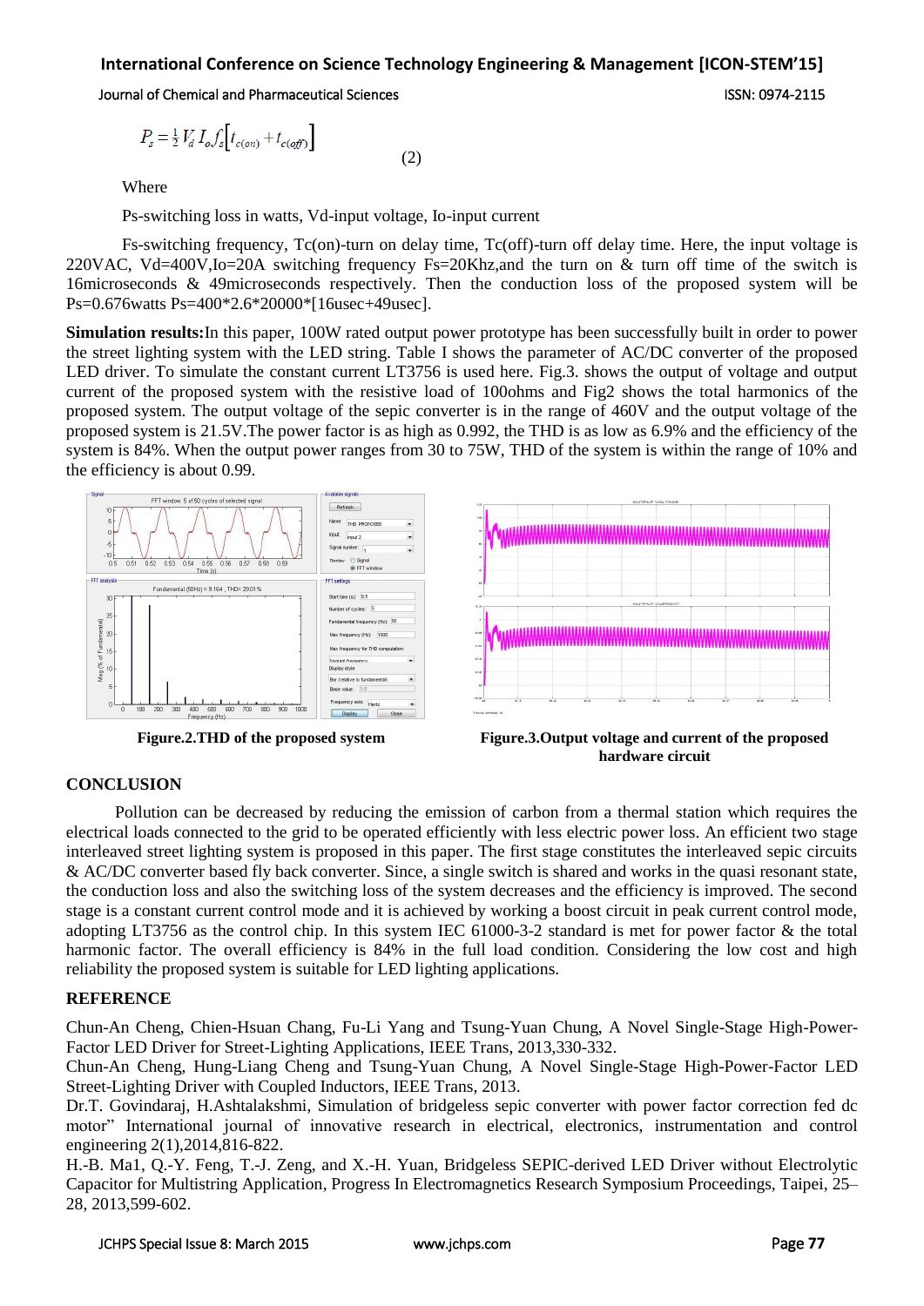$$P_s = \frac{1}{2} V_d I_o f_s \left[ t_{c(on)} + t_{c(off)} \right] \qquad (2)$$

Where

Ps-switching loss in watts, Vd-input voltage, Io-input current

Fs-switching frequency, Tc(on)-turn on delay time, Tc(off)-turn off delay time. Here, the input voltage is 220VAC, Vd=400V,Io=20A switching frequency Fs=20Khz,and the turn on & turn off time of the switch is 16microseconds & 49microseconds respectively. Then the conduction loss of the proposed system will be Ps=0.676watts Ps=400*2.6*20000*[16usec+49usec].

**Simulation results:**In this paper, 100W rated output power prototype has been successfully built in order to power the street lighting system with the LED string. Table I shows the parameter of AC/DC converter of the proposed LED driver. To simulate the constant current LT3756 is used here. Fig.3. shows the output of voltage and output current of the proposed system with the resistive load of 100ohms and Fig2 shows the total harmonics of the proposed system. The output voltage of the sepic converter is in the range of 460V and the output voltage of the proposed system is 21.5V.The power factor is as high as 0.992, the THD is as low as 6.9% and the efficiency of the system is 84%. When the output power ranges from 30 to 75W, THD of the system is within the range of 10% and the efficiency is about 0.99.

**Figure.2.THD of the proposed system**

**Figure.3.Output voltage and current of the proposed hardware circuit**

## CONCLUSION

Pollution can be decreased by reducing the emission of carbon from a thermal station which requires the electrical loads connected to the grid to be operated efficiently with less electric power loss. An efficient two stage interleaved street lighting system is proposed in this paper. The first stage constitutes the interleaved sepic circuits & AC/DC converter based fly back converter. Since, a single switch is shared and works in the quasi resonant state, the conduction loss and also the switching loss of the system decreases and the efficiency is improved. The second stage is a constant current control mode and it is achieved by working a boost circuit in peak current control mode, adopting LT3756 as the control chip. In this system IEC 61000-3-2 standard is met for power factor & the total harmonic factor. The overall efficiency is 84% in the full load condition. Considering the low cost and high reliability the proposed system is suitable for LED lighting applications.

## REFERENCE

Chun-An Cheng, Chien-Hsuan Chang, Fu-Li Yang and Tsung-Yuan Chung, A Novel Single-Stage High-Power-Factor LED Driver for Street-Lighting Applications, IEEE Trans, 2013,330-332.

Chun-An Cheng, Hung-Liang Cheng and Tsung-Yuan Chung, A Novel Single-Stage High-Power-Factor LED Street-Lighting Driver with Coupled Inductors, IEEE Trans, 2013.

Dr.T. Govindaraj, H.Ashtalakshmi, Simulation of bridgeless sepic converter with power factor correction fed dc motor" International journal of innovative research in electrical, electronics, instrumentation and control engineering 2(1),2014,816-822.

H.-B. Ma1, Q.-Y. Feng, T.-J. Zeng, and X.-H. Yuan, Bridgeless SEPIC-derived LED Driver without Electrolytic Capacitor for Multistring Application, Progress In Electromagnetics Research Symposium Proceedings, Taipei, 25–28, 2013,599-602.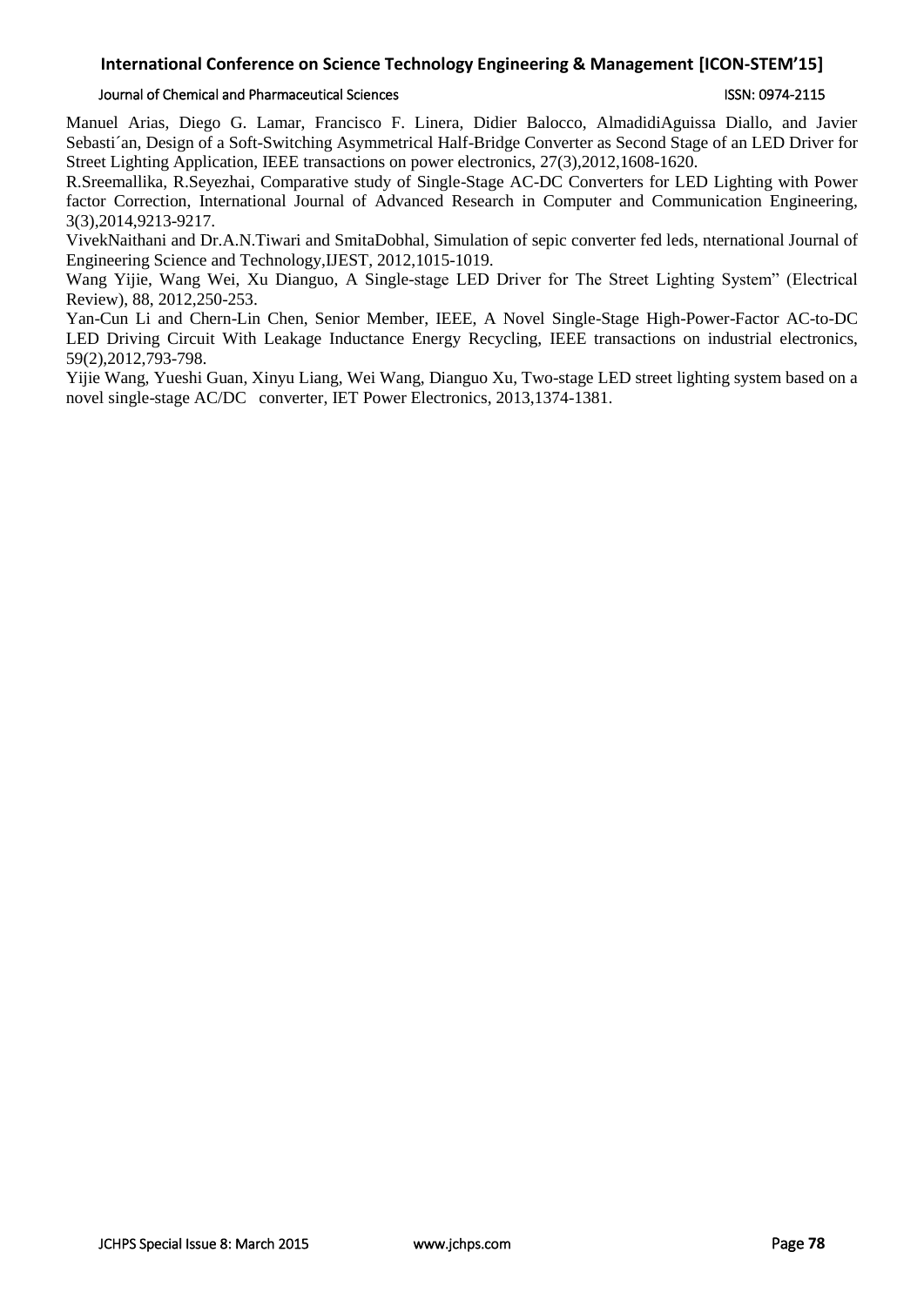Manuel Arias, Diego G. Lamar, Francisco F. Linera, Didier Balocco, AlmadidiAguissa Diallo, and Javier Sebasti´an, Design of a Soft-Switching Asymmetrical Half-Bridge Converter as Second Stage of an LED Driver for Street Lighting Application, IEEE transactions on power electronics, 27(3),2012,1608-1620.

R.Sreemallika, R.Seyezhai, Comparative study of Single-Stage AC-DC Converters for LED Lighting with Power factor Correction, International Journal of Advanced Research in Computer and Communication Engineering, 3(3),2014,9213-9217.

VivekNaithani and Dr.A.N.Tiwari and SmitaDobhal, Simulation of sepic converter fed leds, nternational Journal of Engineering Science and Technology,IJEST, 2012,1015-1019.

Wang Yijie, Wang Wei, Xu Dianguo, A Single-stage LED Driver for The Street Lighting System" (Electrical Review), 88, 2012,250-253.

Yan-Cun Li and Chern-Lin Chen, Senior Member, IEEE, A Novel Single-Stage High-Power-Factor AC-to-DC LED Driving Circuit With Leakage Inductance Energy Recycling, IEEE transactions on industrial electronics, 59(2),2012,793-798.

Yijie Wang, Yueshi Guan, Xinyu Liang, Wei Wang, Dianguo Xu, Two-stage LED street lighting system based on a novel single-stage AC/DC converter, IET Power Electronics, 2013,1374-1381.